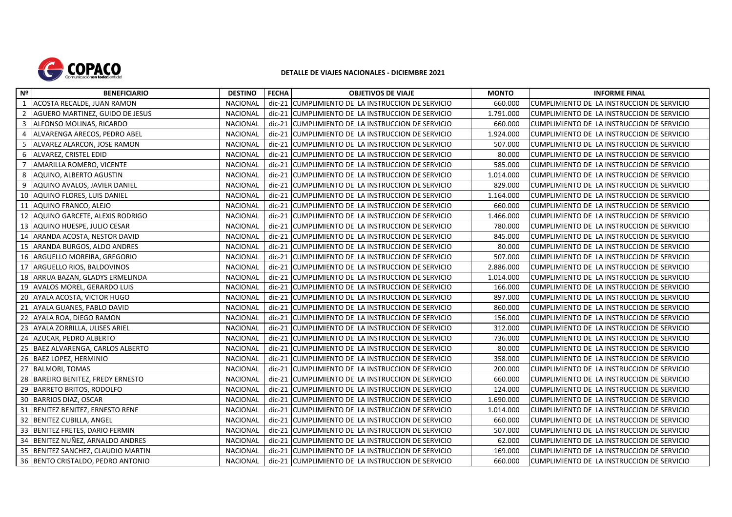# DETALLE DE VIAJES NACIONALES - DICIEMBRE 2021

| Nº | BENEFICIARIO | DESTINO | FECHA | OBJETIVOS DE VIAJE | MONTO | INFORME FINAL |
|---|---|---|---|---|---|---|
| 1 | ACOSTA RECALDE, JUAN RAMON | NACIONAL | dic-21 | CUMPLIMIENTO DE LA INSTRUCCION DE SERVICIO | 660.000 | CUMPLIMIENTO DE LA INSTRUCCION DE SERVICIO |
| 2 | AGUERO MARTINEZ, GUIDO DE JESUS | NACIONAL | dic-21 | CUMPLIMIENTO DE LA INSTRUCCION DE SERVICIO | 1.791.000 | CUMPLIMIENTO DE LA INSTRUCCION DE SERVICIO |
| 3 | ALFONSO MOLINAS, RICARDO | NACIONAL | dic-21 | CUMPLIMIENTO DE LA INSTRUCCION DE SERVICIO | 660.000 | CUMPLIMIENTO DE LA INSTRUCCION DE SERVICIO |
| 4 | ALVARENGA ARECOS, PEDRO ABEL | NACIONAL | dic-21 | CUMPLIMIENTO DE LA INSTRUCCION DE SERVICIO | 1.924.000 | CUMPLIMIENTO DE LA INSTRUCCION DE SERVICIO |
| 5 | ALVAREZ ALARCON, JOSE RAMON | NACIONAL | dic-21 | CUMPLIMIENTO DE LA INSTRUCCION DE SERVICIO | 507.000 | CUMPLIMIENTO DE LA INSTRUCCION DE SERVICIO |
| 6 | ALVAREZ, CRISTEL EDID | NACIONAL | dic-21 | CUMPLIMIENTO DE LA INSTRUCCION DE SERVICIO | 80.000 | CUMPLIMIENTO DE LA INSTRUCCION DE SERVICIO |
| 7 | AMARILLA ROMERO, VICENTE | NACIONAL | dic-21 | CUMPLIMIENTO DE LA INSTRUCCION DE SERVICIO | 585.000 | CUMPLIMIENTO DE LA INSTRUCCION DE SERVICIO |
| 8 | AQUINO, ALBERTO AGUSTIN | NACIONAL | dic-21 | CUMPLIMIENTO DE LA INSTRUCCION DE SERVICIO | 1.014.000 | CUMPLIMIENTO DE LA INSTRUCCION DE SERVICIO |
| 9 | AQUINO AVALOS, JAVIER DANIEL | NACIONAL | dic-21 | CUMPLIMIENTO DE LA INSTRUCCION DE SERVICIO | 829.000 | CUMPLIMIENTO DE LA INSTRUCCION DE SERVICIO |
| 10 | AQUINO FLORES, LUIS DANIEL | NACIONAL | dic-21 | CUMPLIMIENTO DE LA INSTRUCCION DE SERVICIO | 1.164.000 | CUMPLIMIENTO DE LA INSTRUCCION DE SERVICIO |
| 11 | AQUINO FRANCO, ALEJO | NACIONAL | dic-21 | CUMPLIMIENTO DE LA INSTRUCCION DE SERVICIO | 660.000 | CUMPLIMIENTO DE LA INSTRUCCION DE SERVICIO |
| 12 | AQUINO GARCETE, ALEXIS RODRIGO | NACIONAL | dic-21 | CUMPLIMIENTO DE LA INSTRUCCION DE SERVICIO | 1.466.000 | CUMPLIMIENTO DE LA INSTRUCCION DE SERVICIO |
| 13 | AQUINO HUESPE, JULIO CESAR | NACIONAL | dic-21 | CUMPLIMIENTO DE LA INSTRUCCION DE SERVICIO | 780.000 | CUMPLIMIENTO DE LA INSTRUCCION DE SERVICIO |
| 14 | ARANDA ACOSTA, NESTOR DAVID | NACIONAL | dic-21 | CUMPLIMIENTO DE LA INSTRUCCION DE SERVICIO | 845.000 | CUMPLIMIENTO DE LA INSTRUCCION DE SERVICIO |
| 15 | ARANDA BURGOS, ALDO ANDRES | NACIONAL | dic-21 | CUMPLIMIENTO DE LA INSTRUCCION DE SERVICIO | 80.000 | CUMPLIMIENTO DE LA INSTRUCCION DE SERVICIO |
| 16 | ARGUELLO MOREIRA, GREGORIO | NACIONAL | dic-21 | CUMPLIMIENTO DE LA INSTRUCCION DE SERVICIO | 507.000 | CUMPLIMIENTO DE LA INSTRUCCION DE SERVICIO |
| 17 | ARGUELLO RIOS, BALDOVINOS | NACIONAL | dic-21 | CUMPLIMIENTO DE LA INSTRUCCION DE SERVICIO | 2.886.000 | CUMPLIMIENTO DE LA INSTRUCCION DE SERVICIO |
| 18 | ARRUA BAZAN, GLADYS ERMELINDA | NACIONAL | dic-21 | CUMPLIMIENTO DE LA INSTRUCCION DE SERVICIO | 1.014.000 | CUMPLIMIENTO DE LA INSTRUCCION DE SERVICIO |
| 19 | AVALOS MOREL, GERARDO LUIS | NACIONAL | dic-21 | CUMPLIMIENTO DE LA INSTRUCCION DE SERVICIO | 166.000 | CUMPLIMIENTO DE LA INSTRUCCION DE SERVICIO |
| 20 | AYALA ACOSTA, VICTOR HUGO | NACIONAL | dic-21 | CUMPLIMIENTO DE LA INSTRUCCION DE SERVICIO | 897.000 | CUMPLIMIENTO DE LA INSTRUCCION DE SERVICIO |
| 21 | AYALA GUANES, PABLO DAVID | NACIONAL | dic-21 | CUMPLIMIENTO DE LA INSTRUCCION DE SERVICIO | 860.000 | CUMPLIMIENTO DE LA INSTRUCCION DE SERVICIO |
| 22 | AYALA ROA, DIEGO RAMON | NACIONAL | dic-21 | CUMPLIMIENTO DE LA INSTRUCCION DE SERVICIO | 156.000 | CUMPLIMIENTO DE LA INSTRUCCION DE SERVICIO |
| 23 | AYALA ZORRILLA, ULISES ARIEL | NACIONAL | dic-21 | CUMPLIMIENTO DE LA INSTRUCCION DE SERVICIO | 312.000 | CUMPLIMIENTO DE LA INSTRUCCION DE SERVICIO |
| 24 | AZUCAR, PEDRO ALBERTO | NACIONAL | dic-21 | CUMPLIMIENTO DE LA INSTRUCCION DE SERVICIO | 736.000 | CUMPLIMIENTO DE LA INSTRUCCION DE SERVICIO |
| 25 | BAEZ ALVARENGA, CARLOS ALBERTO | NACIONAL | dic-21 | CUMPLIMIENTO DE LA INSTRUCCION DE SERVICIO | 80.000 | CUMPLIMIENTO DE LA INSTRUCCION DE SERVICIO |
| 26 | BAEZ LOPEZ, HERMINIO | NACIONAL | dic-21 | CUMPLIMIENTO DE LA INSTRUCCION DE SERVICIO | 358.000 | CUMPLIMIENTO DE LA INSTRUCCION DE SERVICIO |
| 27 | BALMORI, TOMAS | NACIONAL | dic-21 | CUMPLIMIENTO DE LA INSTRUCCION DE SERVICIO | 200.000 | CUMPLIMIENTO DE LA INSTRUCCION DE SERVICIO |
| 28 | BAREIRO BENITEZ, FREDY ERNESTO | NACIONAL | dic-21 | CUMPLIMIENTO DE LA INSTRUCCION DE SERVICIO | 660.000 | CUMPLIMIENTO DE LA INSTRUCCION DE SERVICIO |
| 29 | BARRETO BRITOS, RODOLFO | NACIONAL | dic-21 | CUMPLIMIENTO DE LA INSTRUCCION DE SERVICIO | 124.000 | CUMPLIMIENTO DE LA INSTRUCCION DE SERVICIO |
| 30 | BARRIOS DIAZ, OSCAR | NACIONAL | dic-21 | CUMPLIMIENTO DE LA INSTRUCCION DE SERVICIO | 1.690.000 | CUMPLIMIENTO DE LA INSTRUCCION DE SERVICIO |
| 31 | BENITEZ BENITEZ, ERNESTO RENE | NACIONAL | dic-21 | CUMPLIMIENTO DE LA INSTRUCCION DE SERVICIO | 1.014.000 | CUMPLIMIENTO DE LA INSTRUCCION DE SERVICIO |
| 32 | BENITEZ CUBILLA, ANGEL | NACIONAL | dic-21 | CUMPLIMIENTO DE LA INSTRUCCION DE SERVICIO | 660.000 | CUMPLIMIENTO DE LA INSTRUCCION DE SERVICIO |
| 33 | BENITEZ FRETES, DARIO FERMIN | NACIONAL | dic-21 | CUMPLIMIENTO DE LA INSTRUCCION DE SERVICIO | 507.000 | CUMPLIMIENTO DE LA INSTRUCCION DE SERVICIO |
| 34 | BENITEZ NUÑEZ, ARNALDO ANDRES | NACIONAL | dic-21 | CUMPLIMIENTO DE LA INSTRUCCION DE SERVICIO | 62.000 | CUMPLIMIENTO DE LA INSTRUCCION DE SERVICIO |
| 35 | BENITEZ SANCHEZ, CLAUDIO MARTIN | NACIONAL | dic-21 | CUMPLIMIENTO DE LA INSTRUCCION DE SERVICIO | 169.000 | CUMPLIMIENTO DE LA INSTRUCCION DE SERVICIO |
| 36 | BENTO CRISTALDO, PEDRO ANTONIO | NACIONAL | dic-21 | CUMPLIMIENTO DE LA INSTRUCCION DE SERVICIO | 660.000 | CUMPLIMIENTO DE LA INSTRUCCION DE SERVICIO |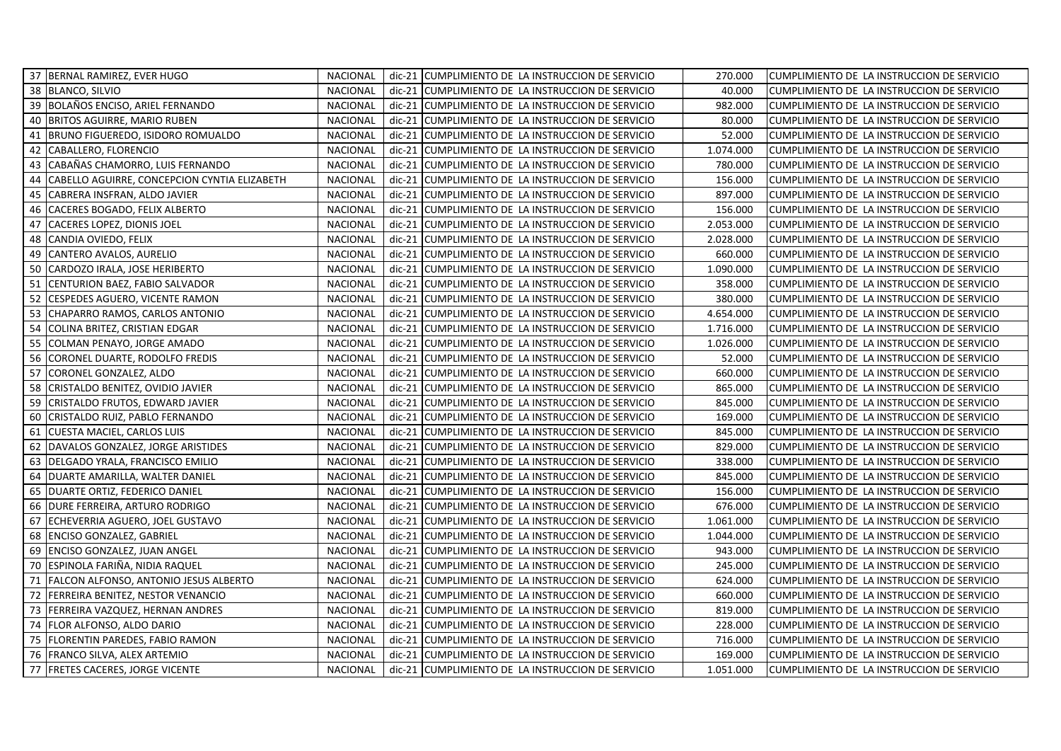| 37 | BERNAL RAMIREZ, EVER HUGO | NACIONAL | dic-21 | CUMPLIMIENTO DE LA INSTRUCCION DE SERVICIO | 270.000 | CUMPLIMIENTO DE LA INSTRUCCION DE SERVICIO |
|---|---|---|---|---|---|---|
| 38 | BLANCO, SILVIO | NACIONAL | dic-21 | CUMPLIMIENTO DE LA INSTRUCCION DE SERVICIO | 40.000 | CUMPLIMIENTO DE LA INSTRUCCION DE SERVICIO |
| 39 | BOLAÑOS ENCISO, ARIEL FERNANDO | NACIONAL | dic-21 | CUMPLIMIENTO DE LA INSTRUCCION DE SERVICIO | 982.000 | CUMPLIMIENTO DE LA INSTRUCCION DE SERVICIO |
| 40 | BRITOS AGUIRRE, MARIO RUBEN | NACIONAL | dic-21 | CUMPLIMIENTO DE LA INSTRUCCION DE SERVICIO | 80.000 | CUMPLIMIENTO DE LA INSTRUCCION DE SERVICIO |
| 41 | BRUNO FIGUEREDO, ISIDORO ROMUALDO | NACIONAL | dic-21 | CUMPLIMIENTO DE LA INSTRUCCION DE SERVICIO | 52.000 | CUMPLIMIENTO DE LA INSTRUCCION DE SERVICIO |
| 42 | CABALLERO, FLORENCIO | NACIONAL | dic-21 | CUMPLIMIENTO DE LA INSTRUCCION DE SERVICIO | 1.074.000 | CUMPLIMIENTO DE LA INSTRUCCION DE SERVICIO |
| 43 | CABAÑAS CHAMORRO, LUIS FERNANDO | NACIONAL | dic-21 | CUMPLIMIENTO DE LA INSTRUCCION DE SERVICIO | 780.000 | CUMPLIMIENTO DE LA INSTRUCCION DE SERVICIO |
| 44 | CABELLO AGUIRRE, CONCEPCION CYNTIA ELIZABETH | NACIONAL | dic-21 | CUMPLIMIENTO DE LA INSTRUCCION DE SERVICIO | 156.000 | CUMPLIMIENTO DE LA INSTRUCCION DE SERVICIO |
| 45 | CABRERA INSFRAN, ALDO JAVIER | NACIONAL | dic-21 | CUMPLIMIENTO DE LA INSTRUCCION DE SERVICIO | 897.000 | CUMPLIMIENTO DE LA INSTRUCCION DE SERVICIO |
| 46 | CACERES BOGADO, FELIX ALBERTO | NACIONAL | dic-21 | CUMPLIMIENTO DE LA INSTRUCCION DE SERVICIO | 156.000 | CUMPLIMIENTO DE LA INSTRUCCION DE SERVICIO |
| 47 | CACERES LOPEZ, DIONIS JOEL | NACIONAL | dic-21 | CUMPLIMIENTO DE LA INSTRUCCION DE SERVICIO | 2.053.000 | CUMPLIMIENTO DE LA INSTRUCCION DE SERVICIO |
| 48 | CANDIA OVIEDO, FELIX | NACIONAL | dic-21 | CUMPLIMIENTO DE LA INSTRUCCION DE SERVICIO | 2.028.000 | CUMPLIMIENTO DE LA INSTRUCCION DE SERVICIO |
| 49 | CANTERO AVALOS, AURELIO | NACIONAL | dic-21 | CUMPLIMIENTO DE LA INSTRUCCION DE SERVICIO | 660.000 | CUMPLIMIENTO DE LA INSTRUCCION DE SERVICIO |
| 50 | CARDOZO IRALA, JOSE HERIBERTO | NACIONAL | dic-21 | CUMPLIMIENTO DE LA INSTRUCCION DE SERVICIO | 1.090.000 | CUMPLIMIENTO DE LA INSTRUCCION DE SERVICIO |
| 51 | CENTURION BAEZ, FABIO SALVADOR | NACIONAL | dic-21 | CUMPLIMIENTO DE LA INSTRUCCION DE SERVICIO | 358.000 | CUMPLIMIENTO DE LA INSTRUCCION DE SERVICIO |
| 52 | CESPEDES AGUERO, VICENTE RAMON | NACIONAL | dic-21 | CUMPLIMIENTO DE LA INSTRUCCION DE SERVICIO | 380.000 | CUMPLIMIENTO DE LA INSTRUCCION DE SERVICIO |
| 53 | CHAPARRO RAMOS, CARLOS ANTONIO | NACIONAL | dic-21 | CUMPLIMIENTO DE LA INSTRUCCION DE SERVICIO | 4.654.000 | CUMPLIMIENTO DE LA INSTRUCCION DE SERVICIO |
| 54 | COLINA BRITEZ, CRISTIAN EDGAR | NACIONAL | dic-21 | CUMPLIMIENTO DE LA INSTRUCCION DE SERVICIO | 1.716.000 | CUMPLIMIENTO DE LA INSTRUCCION DE SERVICIO |
| 55 | COLMAN PENAYO, JORGE AMADO | NACIONAL | dic-21 | CUMPLIMIENTO DE LA INSTRUCCION DE SERVICIO | 1.026.000 | CUMPLIMIENTO DE LA INSTRUCCION DE SERVICIO |
| 56 | CORONEL DUARTE, RODOLFO FREDIS | NACIONAL | dic-21 | CUMPLIMIENTO DE LA INSTRUCCION DE SERVICIO | 52.000 | CUMPLIMIENTO DE LA INSTRUCCION DE SERVICIO |
| 57 | CORONEL GONZALEZ, ALDO | NACIONAL | dic-21 | CUMPLIMIENTO DE LA INSTRUCCION DE SERVICIO | 660.000 | CUMPLIMIENTO DE LA INSTRUCCION DE SERVICIO |
| 58 | CRISTALDO BENITEZ, OVIDIO JAVIER | NACIONAL | dic-21 | CUMPLIMIENTO DE LA INSTRUCCION DE SERVICIO | 865.000 | CUMPLIMIENTO DE LA INSTRUCCION DE SERVICIO |
| 59 | CRISTALDO FRUTOS, EDWARD JAVIER | NACIONAL | dic-21 | CUMPLIMIENTO DE LA INSTRUCCION DE SERVICIO | 845.000 | CUMPLIMIENTO DE LA INSTRUCCION DE SERVICIO |
| 60 | CRISTALDO RUIZ, PABLO FERNANDO | NACIONAL | dic-21 | CUMPLIMIENTO DE LA INSTRUCCION DE SERVICIO | 169.000 | CUMPLIMIENTO DE LA INSTRUCCION DE SERVICIO |
| 61 | CUESTA MACIEL, CARLOS LUIS | NACIONAL | dic-21 | CUMPLIMIENTO DE LA INSTRUCCION DE SERVICIO | 845.000 | CUMPLIMIENTO DE LA INSTRUCCION DE SERVICIO |
| 62 | DAVALOS GONZALEZ, JORGE ARISTIDES | NACIONAL | dic-21 | CUMPLIMIENTO DE LA INSTRUCCION DE SERVICIO | 829.000 | CUMPLIMIENTO DE LA INSTRUCCION DE SERVICIO |
| 63 | DELGADO YRALA, FRANCISCO EMILIO | NACIONAL | dic-21 | CUMPLIMIENTO DE LA INSTRUCCION DE SERVICIO | 338.000 | CUMPLIMIENTO DE LA INSTRUCCION DE SERVICIO |
| 64 | DUARTE AMARILLA, WALTER DANIEL | NACIONAL | dic-21 | CUMPLIMIENTO DE LA INSTRUCCION DE SERVICIO | 845.000 | CUMPLIMIENTO DE LA INSTRUCCION DE SERVICIO |
| 65 | DUARTE ORTIZ, FEDERICO DANIEL | NACIONAL | dic-21 | CUMPLIMIENTO DE LA INSTRUCCION DE SERVICIO | 156.000 | CUMPLIMIENTO DE LA INSTRUCCION DE SERVICIO |
| 66 | DURE FERREIRA, ARTURO RODRIGO | NACIONAL | dic-21 | CUMPLIMIENTO DE LA INSTRUCCION DE SERVICIO | 676.000 | CUMPLIMIENTO DE LA INSTRUCCION DE SERVICIO |
| 67 | ECHEVERRIA AGUERO, JOEL GUSTAVO | NACIONAL | dic-21 | CUMPLIMIENTO DE LA INSTRUCCION DE SERVICIO | 1.061.000 | CUMPLIMIENTO DE LA INSTRUCCION DE SERVICIO |
| 68 | ENCISO GONZALEZ, GABRIEL | NACIONAL | dic-21 | CUMPLIMIENTO DE LA INSTRUCCION DE SERVICIO | 1.044.000 | CUMPLIMIENTO DE LA INSTRUCCION DE SERVICIO |
| 69 | ENCISO GONZALEZ, JUAN ANGEL | NACIONAL | dic-21 | CUMPLIMIENTO DE LA INSTRUCCION DE SERVICIO | 943.000 | CUMPLIMIENTO DE LA INSTRUCCION DE SERVICIO |
| 70 | ESPINOLA FARIÑA, NIDIA RAQUEL | NACIONAL | dic-21 | CUMPLIMIENTO DE LA INSTRUCCION DE SERVICIO | 245.000 | CUMPLIMIENTO DE LA INSTRUCCION DE SERVICIO |
| 71 | FALCON ALFONSO, ANTONIO JESUS ALBERTO | NACIONAL | dic-21 | CUMPLIMIENTO DE LA INSTRUCCION DE SERVICIO | 624.000 | CUMPLIMIENTO DE LA INSTRUCCION DE SERVICIO |
| 72 | FERREIRA BENITEZ, NESTOR VENANCIO | NACIONAL | dic-21 | CUMPLIMIENTO DE LA INSTRUCCION DE SERVICIO | 660.000 | CUMPLIMIENTO DE LA INSTRUCCION DE SERVICIO |
| 73 | FERREIRA VAZQUEZ, HERNAN ANDRES | NACIONAL | dic-21 | CUMPLIMIENTO DE LA INSTRUCCION DE SERVICIO | 819.000 | CUMPLIMIENTO DE LA INSTRUCCION DE SERVICIO |
| 74 | FLOR ALFONSO, ALDO DARIO | NACIONAL | dic-21 | CUMPLIMIENTO DE LA INSTRUCCION DE SERVICIO | 228.000 | CUMPLIMIENTO DE LA INSTRUCCION DE SERVICIO |
| 75 | FLORENTIN PAREDES, FABIO RAMON | NACIONAL | dic-21 | CUMPLIMIENTO DE LA INSTRUCCION DE SERVICIO | 716.000 | CUMPLIMIENTO DE LA INSTRUCCION DE SERVICIO |
| 76 | FRANCO SILVA, ALEX ARTEMIO | NACIONAL | dic-21 | CUMPLIMIENTO DE LA INSTRUCCION DE SERVICIO | 169.000 | CUMPLIMIENTO DE LA INSTRUCCION DE SERVICIO |
| 77 | FRETES CACERES, JORGE VICENTE | NACIONAL | dic-21 | CUMPLIMIENTO DE LA INSTRUCCION DE SERVICIO | 1.051.000 | CUMPLIMIENTO DE LA INSTRUCCION DE SERVICIO |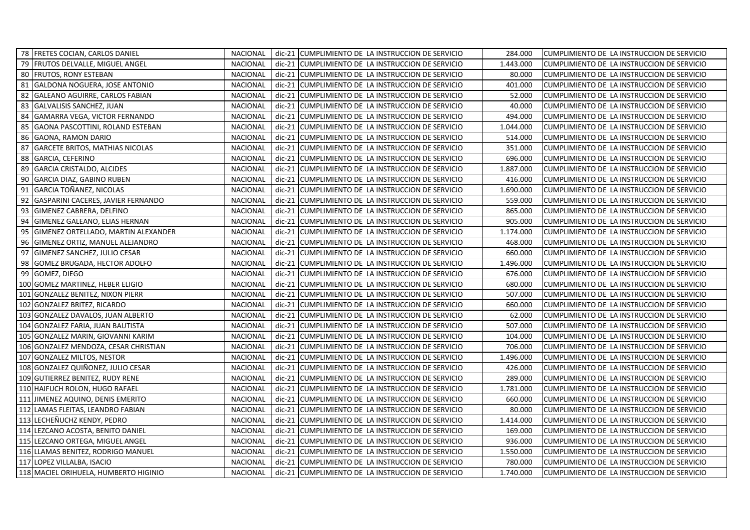| | | | | | | |
|---|---|---|---|---|---|---|
| 78 | FRETES COCIAN, CARLOS DANIEL | NACIONAL | dic-21 | CUMPLIMIENTO DE LA INSTRUCCION DE SERVICIO | 284.000 | CUMPLIMIENTO DE LA INSTRUCCION DE SERVICIO |
| 79 | FRUTOS DELVALLE, MIGUEL ANGEL | NACIONAL | dic-21 | CUMPLIMIENTO DE LA INSTRUCCION DE SERVICIO | 1.443.000 | CUMPLIMIENTO DE LA INSTRUCCION DE SERVICIO |
| 80 | FRUTOS, RONY ESTEBAN | NACIONAL | dic-21 | CUMPLIMIENTO DE LA INSTRUCCION DE SERVICIO | 80.000 | CUMPLIMIENTO DE LA INSTRUCCION DE SERVICIO |
| 81 | GALDONA NOGUERA, JOSE ANTONIO | NACIONAL | dic-21 | CUMPLIMIENTO DE LA INSTRUCCION DE SERVICIO | 401.000 | CUMPLIMIENTO DE LA INSTRUCCION DE SERVICIO |
| 82 | GALEANO AGUIRRE, CARLOS FABIAN | NACIONAL | dic-21 | CUMPLIMIENTO DE LA INSTRUCCION DE SERVICIO | 52.000 | CUMPLIMIENTO DE LA INSTRUCCION DE SERVICIO |
| 83 | GALVALISIS SANCHEZ, JUAN | NACIONAL | dic-21 | CUMPLIMIENTO DE LA INSTRUCCION DE SERVICIO | 40.000 | CUMPLIMIENTO DE LA INSTRUCCION DE SERVICIO |
| 84 | GAMARRA VEGA, VICTOR FERNANDO | NACIONAL | dic-21 | CUMPLIMIENTO DE LA INSTRUCCION DE SERVICIO | 494.000 | CUMPLIMIENTO DE LA INSTRUCCION DE SERVICIO |
| 85 | GAONA PASCOTTINI, ROLAND ESTEBAN | NACIONAL | dic-21 | CUMPLIMIENTO DE LA INSTRUCCION DE SERVICIO | 1.044.000 | CUMPLIMIENTO DE LA INSTRUCCION DE SERVICIO |
| 86 | GAONA, RAMON DARIO | NACIONAL | dic-21 | CUMPLIMIENTO DE LA INSTRUCCION DE SERVICIO | 514.000 | CUMPLIMIENTO DE LA INSTRUCCION DE SERVICIO |
| 87 | GARCETE BRITOS, MATHIAS NICOLAS | NACIONAL | dic-21 | CUMPLIMIENTO DE LA INSTRUCCION DE SERVICIO | 351.000 | CUMPLIMIENTO DE LA INSTRUCCION DE SERVICIO |
| 88 | GARCIA, CEFERINO | NACIONAL | dic-21 | CUMPLIMIENTO DE LA INSTRUCCION DE SERVICIO | 696.000 | CUMPLIMIENTO DE LA INSTRUCCION DE SERVICIO |
| 89 | GARCIA CRISTALDO, ALCIDES | NACIONAL | dic-21 | CUMPLIMIENTO DE LA INSTRUCCION DE SERVICIO | 1.887.000 | CUMPLIMIENTO DE LA INSTRUCCION DE SERVICIO |
| 90 | GARCIA DIAZ, GABINO RUBEN | NACIONAL | dic-21 | CUMPLIMIENTO DE LA INSTRUCCION DE SERVICIO | 416.000 | CUMPLIMIENTO DE LA INSTRUCCION DE SERVICIO |
| 91 | GARCIA TOÑANEZ, NICOLAS | NACIONAL | dic-21 | CUMPLIMIENTO DE LA INSTRUCCION DE SERVICIO | 1.690.000 | CUMPLIMIENTO DE LA INSTRUCCION DE SERVICIO |
| 92 | GASPARINI CACERES, JAVIER FERNANDO | NACIONAL | dic-21 | CUMPLIMIENTO DE LA INSTRUCCION DE SERVICIO | 559.000 | CUMPLIMIENTO DE LA INSTRUCCION DE SERVICIO |
| 93 | GIMENEZ CABRERA, DELFINO | NACIONAL | dic-21 | CUMPLIMIENTO DE LA INSTRUCCION DE SERVICIO | 865.000 | CUMPLIMIENTO DE LA INSTRUCCION DE SERVICIO |
| 94 | GIMENEZ GALEANO, ELIAS HERNAN | NACIONAL | dic-21 | CUMPLIMIENTO DE LA INSTRUCCION DE SERVICIO | 905.000 | CUMPLIMIENTO DE LA INSTRUCCION DE SERVICIO |
| 95 | GIMENEZ ORTELLADO, MARTIN ALEXANDER | NACIONAL | dic-21 | CUMPLIMIENTO DE LA INSTRUCCION DE SERVICIO | 1.174.000 | CUMPLIMIENTO DE LA INSTRUCCION DE SERVICIO |
| 96 | GIMENEZ ORTIZ, MANUEL ALEJANDRO | NACIONAL | dic-21 | CUMPLIMIENTO DE LA INSTRUCCION DE SERVICIO | 468.000 | CUMPLIMIENTO DE LA INSTRUCCION DE SERVICIO |
| 97 | GIMENEZ SANCHEZ, JULIO CESAR | NACIONAL | dic-21 | CUMPLIMIENTO DE LA INSTRUCCION DE SERVICIO | 660.000 | CUMPLIMIENTO DE LA INSTRUCCION DE SERVICIO |
| 98 | GOMEZ BRUGADA, HECTOR ADOLFO | NACIONAL | dic-21 | CUMPLIMIENTO DE LA INSTRUCCION DE SERVICIO | 1.496.000 | CUMPLIMIENTO DE LA INSTRUCCION DE SERVICIO |
| 99 | GOMEZ, DIEGO | NACIONAL | dic-21 | CUMPLIMIENTO DE LA INSTRUCCION DE SERVICIO | 676.000 | CUMPLIMIENTO DE LA INSTRUCCION DE SERVICIO |
| 100 | GOMEZ MARTINEZ, HEBER ELIGIO | NACIONAL | dic-21 | CUMPLIMIENTO DE LA INSTRUCCION DE SERVICIO | 680.000 | CUMPLIMIENTO DE LA INSTRUCCION DE SERVICIO |
| 101 | GONZALEZ BENITEZ, NIXON PIERR | NACIONAL | dic-21 | CUMPLIMIENTO DE LA INSTRUCCION DE SERVICIO | 507.000 | CUMPLIMIENTO DE LA INSTRUCCION DE SERVICIO |
| 102 | GONZALEZ BRITEZ, RICARDO | NACIONAL | dic-21 | CUMPLIMIENTO DE LA INSTRUCCION DE SERVICIO | 660.000 | CUMPLIMIENTO DE LA INSTRUCCION DE SERVICIO |
| 103 | GONZALEZ DAVALOS, JUAN ALBERTO | NACIONAL | dic-21 | CUMPLIMIENTO DE LA INSTRUCCION DE SERVICIO | 62.000 | CUMPLIMIENTO DE LA INSTRUCCION DE SERVICIO |
| 104 | GONZALEZ FARIA, JUAN BAUTISTA | NACIONAL | dic-21 | CUMPLIMIENTO DE LA INSTRUCCION DE SERVICIO | 507.000 | CUMPLIMIENTO DE LA INSTRUCCION DE SERVICIO |
| 105 | GONZALEZ MARIN, GIOVANNI KARIM | NACIONAL | dic-21 | CUMPLIMIENTO DE LA INSTRUCCION DE SERVICIO | 104.000 | CUMPLIMIENTO DE LA INSTRUCCION DE SERVICIO |
| 106 | GONZALEZ MENDOZA, CESAR CHRISTIAN | NACIONAL | dic-21 | CUMPLIMIENTO DE LA INSTRUCCION DE SERVICIO | 706.000 | CUMPLIMIENTO DE LA INSTRUCCION DE SERVICIO |
| 107 | GONZALEZ MILTOS, NESTOR | NACIONAL | dic-21 | CUMPLIMIENTO DE LA INSTRUCCION DE SERVICIO | 1.496.000 | CUMPLIMIENTO DE LA INSTRUCCION DE SERVICIO |
| 108 | GONZALEZ QUIÑONEZ, JULIO CESAR | NACIONAL | dic-21 | CUMPLIMIENTO DE LA INSTRUCCION DE SERVICIO | 426.000 | CUMPLIMIENTO DE LA INSTRUCCION DE SERVICIO |
| 109 | GUTIERREZ BENITEZ, RUDY RENE | NACIONAL | dic-21 | CUMPLIMIENTO DE LA INSTRUCCION DE SERVICIO | 289.000 | CUMPLIMIENTO DE LA INSTRUCCION DE SERVICIO |
| 110 | HAIFUCH ROLON, HUGO RAFAEL | NACIONAL | dic-21 | CUMPLIMIENTO DE LA INSTRUCCION DE SERVICIO | 1.781.000 | CUMPLIMIENTO DE LA INSTRUCCION DE SERVICIO |
| 111 | JIMENEZ AQUINO, DENIS EMERITO | NACIONAL | dic-21 | CUMPLIMIENTO DE LA INSTRUCCION DE SERVICIO | 660.000 | CUMPLIMIENTO DE LA INSTRUCCION DE SERVICIO |
| 112 | LAMAS FLEITAS, LEANDRO FABIAN | NACIONAL | dic-21 | CUMPLIMIENTO DE LA INSTRUCCION DE SERVICIO | 80.000 | CUMPLIMIENTO DE LA INSTRUCCION DE SERVICIO |
| 113 | LECHEÑUCHZ KENDY, PEDRO | NACIONAL | dic-21 | CUMPLIMIENTO DE LA INSTRUCCION DE SERVICIO | 1.414.000 | CUMPLIMIENTO DE LA INSTRUCCION DE SERVICIO |
| 114 | LEZCANO ACOSTA, BENITO DANIEL | NACIONAL | dic-21 | CUMPLIMIENTO DE LA INSTRUCCION DE SERVICIO | 169.000 | CUMPLIMIENTO DE LA INSTRUCCION DE SERVICIO |
| 115 | LEZCANO ORTEGA, MIGUEL ANGEL | NACIONAL | dic-21 | CUMPLIMIENTO DE LA INSTRUCCION DE SERVICIO | 936.000 | CUMPLIMIENTO DE LA INSTRUCCION DE SERVICIO |
| 116 | LLAMAS BENITEZ, RODRIGO MANUEL | NACIONAL | dic-21 | CUMPLIMIENTO DE LA INSTRUCCION DE SERVICIO | 1.550.000 | CUMPLIMIENTO DE LA INSTRUCCION DE SERVICIO |
| 117 | LOPEZ VILLALBA, ISACIO | NACIONAL | dic-21 | CUMPLIMIENTO DE LA INSTRUCCION DE SERVICIO | 780.000 | CUMPLIMIENTO DE LA INSTRUCCION DE SERVICIO |
| 118 | MACIEL ORIHUELA, HUMBERTO HIGINIO | NACIONAL | dic-21 | CUMPLIMIENTO DE LA INSTRUCCION DE SERVICIO | 1.740.000 | CUMPLIMIENTO DE LA INSTRUCCION DE SERVICIO |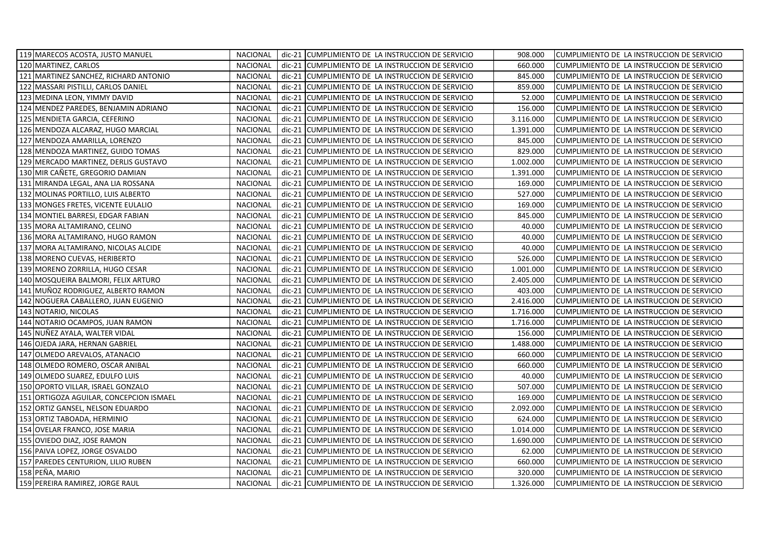| | | | | | | |
|---|---|---|---|---|---|---|
| 119 | MARECOS ACOSTA, JUSTO MANUEL | NACIONAL | dic-21 | CUMPLIMIENTO DE LA INSTRUCCION DE SERVICIO | 908.000 | CUMPLIMIENTO DE LA INSTRUCCION DE SERVICIO |
| 120 | MARTINEZ, CARLOS | NACIONAL | dic-21 | CUMPLIMIENTO DE LA INSTRUCCION DE SERVICIO | 660.000 | CUMPLIMIENTO DE LA INSTRUCCION DE SERVICIO |
| 121 | MARTINEZ SANCHEZ, RICHARD ANTONIO | NACIONAL | dic-21 | CUMPLIMIENTO DE LA INSTRUCCION DE SERVICIO | 845.000 | CUMPLIMIENTO DE LA INSTRUCCION DE SERVICIO |
| 122 | MASSARI PISTILLI, CARLOS DANIEL | NACIONAL | dic-21 | CUMPLIMIENTO DE LA INSTRUCCION DE SERVICIO | 859.000 | CUMPLIMIENTO DE LA INSTRUCCION DE SERVICIO |
| 123 | MEDINA LEON, YIMMY DAVID | NACIONAL | dic-21 | CUMPLIMIENTO DE LA INSTRUCCION DE SERVICIO | 52.000 | CUMPLIMIENTO DE LA INSTRUCCION DE SERVICIO |
| 124 | MENDEZ PAREDES, BENJAMIN ADRIANO | NACIONAL | dic-21 | CUMPLIMIENTO DE LA INSTRUCCION DE SERVICIO | 156.000 | CUMPLIMIENTO DE LA INSTRUCCION DE SERVICIO |
| 125 | MENDIETA GARCIA, CEFERINO | NACIONAL | dic-21 | CUMPLIMIENTO DE LA INSTRUCCION DE SERVICIO | 3.116.000 | CUMPLIMIENTO DE LA INSTRUCCION DE SERVICIO |
| 126 | MENDOZA ALCARAZ, HUGO MARCIAL | NACIONAL | dic-21 | CUMPLIMIENTO DE LA INSTRUCCION DE SERVICIO | 1.391.000 | CUMPLIMIENTO DE LA INSTRUCCION DE SERVICIO |
| 127 | MENDOZA AMARILLA, LORENZO | NACIONAL | dic-21 | CUMPLIMIENTO DE LA INSTRUCCION DE SERVICIO | 845.000 | CUMPLIMIENTO DE LA INSTRUCCION DE SERVICIO |
| 128 | MENDOZA MARTINEZ, GUIDO TOMAS | NACIONAL | dic-21 | CUMPLIMIENTO DE LA INSTRUCCION DE SERVICIO | 829.000 | CUMPLIMIENTO DE LA INSTRUCCION DE SERVICIO |
| 129 | MERCADO MARTINEZ, DERLIS GUSTAVO | NACIONAL | dic-21 | CUMPLIMIENTO DE LA INSTRUCCION DE SERVICIO | 1.002.000 | CUMPLIMIENTO DE LA INSTRUCCION DE SERVICIO |
| 130 | MIR CAÑETE, GREGORIO DAMIAN | NACIONAL | dic-21 | CUMPLIMIENTO DE LA INSTRUCCION DE SERVICIO | 1.391.000 | CUMPLIMIENTO DE LA INSTRUCCION DE SERVICIO |
| 131 | MIRANDA LEGAL, ANA LIA ROSSANA | NACIONAL | dic-21 | CUMPLIMIENTO DE LA INSTRUCCION DE SERVICIO | 169.000 | CUMPLIMIENTO DE LA INSTRUCCION DE SERVICIO |
| 132 | MOLINAS PORTILLO, LUIS ALBERTO | NACIONAL | dic-21 | CUMPLIMIENTO DE LA INSTRUCCION DE SERVICIO | 527.000 | CUMPLIMIENTO DE LA INSTRUCCION DE SERVICIO |
| 133 | MONGES FRETES, VICENTE EULALIO | NACIONAL | dic-21 | CUMPLIMIENTO DE LA INSTRUCCION DE SERVICIO | 169.000 | CUMPLIMIENTO DE LA INSTRUCCION DE SERVICIO |
| 134 | MONTIEL BARRESI, EDGAR FABIAN | NACIONAL | dic-21 | CUMPLIMIENTO DE LA INSTRUCCION DE SERVICIO | 845.000 | CUMPLIMIENTO DE LA INSTRUCCION DE SERVICIO |
| 135 | MORA ALTAMIRANO, CELINO | NACIONAL | dic-21 | CUMPLIMIENTO DE LA INSTRUCCION DE SERVICIO | 40.000 | CUMPLIMIENTO DE LA INSTRUCCION DE SERVICIO |
| 136 | MORA ALTAMIRANO, HUGO RAMON | NACIONAL | dic-21 | CUMPLIMIENTO DE LA INSTRUCCION DE SERVICIO | 40.000 | CUMPLIMIENTO DE LA INSTRUCCION DE SERVICIO |
| 137 | MORA ALTAMIRANO, NICOLAS ALCIDE | NACIONAL | dic-21 | CUMPLIMIENTO DE LA INSTRUCCION DE SERVICIO | 40.000 | CUMPLIMIENTO DE LA INSTRUCCION DE SERVICIO |
| 138 | MORENO CUEVAS, HERIBERTO | NACIONAL | dic-21 | CUMPLIMIENTO DE LA INSTRUCCION DE SERVICIO | 526.000 | CUMPLIMIENTO DE LA INSTRUCCION DE SERVICIO |
| 139 | MORENO ZORRILLA, HUGO CESAR | NACIONAL | dic-21 | CUMPLIMIENTO DE LA INSTRUCCION DE SERVICIO | 1.001.000 | CUMPLIMIENTO DE LA INSTRUCCION DE SERVICIO |
| 140 | MOSQUEIRA BALMORI, FELIX ARTURO | NACIONAL | dic-21 | CUMPLIMIENTO DE LA INSTRUCCION DE SERVICIO | 2.405.000 | CUMPLIMIENTO DE LA INSTRUCCION DE SERVICIO |
| 141 | MUÑOZ RODRIGUEZ, ALBERTO RAMON | NACIONAL | dic-21 | CUMPLIMIENTO DE LA INSTRUCCION DE SERVICIO | 403.000 | CUMPLIMIENTO DE LA INSTRUCCION DE SERVICIO |
| 142 | NOGUERA CABALLERO, JUAN EUGENIO | NACIONAL | dic-21 | CUMPLIMIENTO DE LA INSTRUCCION DE SERVICIO | 2.416.000 | CUMPLIMIENTO DE LA INSTRUCCION DE SERVICIO |
| 143 | NOTARIO, NICOLAS | NACIONAL | dic-21 | CUMPLIMIENTO DE LA INSTRUCCION DE SERVICIO | 1.716.000 | CUMPLIMIENTO DE LA INSTRUCCION DE SERVICIO |
| 144 | NOTARIO OCAMPOS, JUAN RAMON | NACIONAL | dic-21 | CUMPLIMIENTO DE LA INSTRUCCION DE SERVICIO | 1.716.000 | CUMPLIMIENTO DE LA INSTRUCCION DE SERVICIO |
| 145 | NUÑEZ AYALA, WALTER VIDAL | NACIONAL | dic-21 | CUMPLIMIENTO DE LA INSTRUCCION DE SERVICIO | 156.000 | CUMPLIMIENTO DE LA INSTRUCCION DE SERVICIO |
| 146 | OJEDA JARA, HERNAN GABRIEL | NACIONAL | dic-21 | CUMPLIMIENTO DE LA INSTRUCCION DE SERVICIO | 1.488.000 | CUMPLIMIENTO DE LA INSTRUCCION DE SERVICIO |
| 147 | OLMEDO AREVALOS, ATANACIO | NACIONAL | dic-21 | CUMPLIMIENTO DE LA INSTRUCCION DE SERVICIO | 660.000 | CUMPLIMIENTO DE LA INSTRUCCION DE SERVICIO |
| 148 | OLMEDO ROMERO, OSCAR ANIBAL | NACIONAL | dic-21 | CUMPLIMIENTO DE LA INSTRUCCION DE SERVICIO | 660.000 | CUMPLIMIENTO DE LA INSTRUCCION DE SERVICIO |
| 149 | OLMEDO SUAREZ, EDULFO LUIS | NACIONAL | dic-21 | CUMPLIMIENTO DE LA INSTRUCCION DE SERVICIO | 40.000 | CUMPLIMIENTO DE LA INSTRUCCION DE SERVICIO |
| 150 | OPORTO VILLAR, ISRAEL GONZALO | NACIONAL | dic-21 | CUMPLIMIENTO DE LA INSTRUCCION DE SERVICIO | 507.000 | CUMPLIMIENTO DE LA INSTRUCCION DE SERVICIO |
| 151 | ORTIGOZA AGUILAR, CONCEPCION ISMAEL | NACIONAL | dic-21 | CUMPLIMIENTO DE LA INSTRUCCION DE SERVICIO | 169.000 | CUMPLIMIENTO DE LA INSTRUCCION DE SERVICIO |
| 152 | ORTIZ GANSEL, NELSON EDUARDO | NACIONAL | dic-21 | CUMPLIMIENTO DE LA INSTRUCCION DE SERVICIO | 2.092.000 | CUMPLIMIENTO DE LA INSTRUCCION DE SERVICIO |
| 153 | ORTIZ TABOADA, HERMINIO | NACIONAL | dic-21 | CUMPLIMIENTO DE LA INSTRUCCION DE SERVICIO | 624.000 | CUMPLIMIENTO DE LA INSTRUCCION DE SERVICIO |
| 154 | OVELAR FRANCO, JOSE MARIA | NACIONAL | dic-21 | CUMPLIMIENTO DE LA INSTRUCCION DE SERVICIO | 1.014.000 | CUMPLIMIENTO DE LA INSTRUCCION DE SERVICIO |
| 155 | OVIEDO DIAZ, JOSE RAMON | NACIONAL | dic-21 | CUMPLIMIENTO DE LA INSTRUCCION DE SERVICIO | 1.690.000 | CUMPLIMIENTO DE LA INSTRUCCION DE SERVICIO |
| 156 | PAIVA LOPEZ, JORGE OSVALDO | NACIONAL | dic-21 | CUMPLIMIENTO DE LA INSTRUCCION DE SERVICIO | 62.000 | CUMPLIMIENTO DE LA INSTRUCCION DE SERVICIO |
| 157 | PAREDES CENTURION, LILIO RUBEN | NACIONAL | dic-21 | CUMPLIMIENTO DE LA INSTRUCCION DE SERVICIO | 660.000 | CUMPLIMIENTO DE LA INSTRUCCION DE SERVICIO |
| 158 | PEÑA, MARIO | NACIONAL | dic-21 | CUMPLIMIENTO DE LA INSTRUCCION DE SERVICIO | 320.000 | CUMPLIMIENTO DE LA INSTRUCCION DE SERVICIO |
| 159 | PEREIRA RAMIREZ, JORGE RAUL | NACIONAL | dic-21 | CUMPLIMIENTO DE LA INSTRUCCION DE SERVICIO | 1.326.000 | CUMPLIMIENTO DE LA INSTRUCCION DE SERVICIO |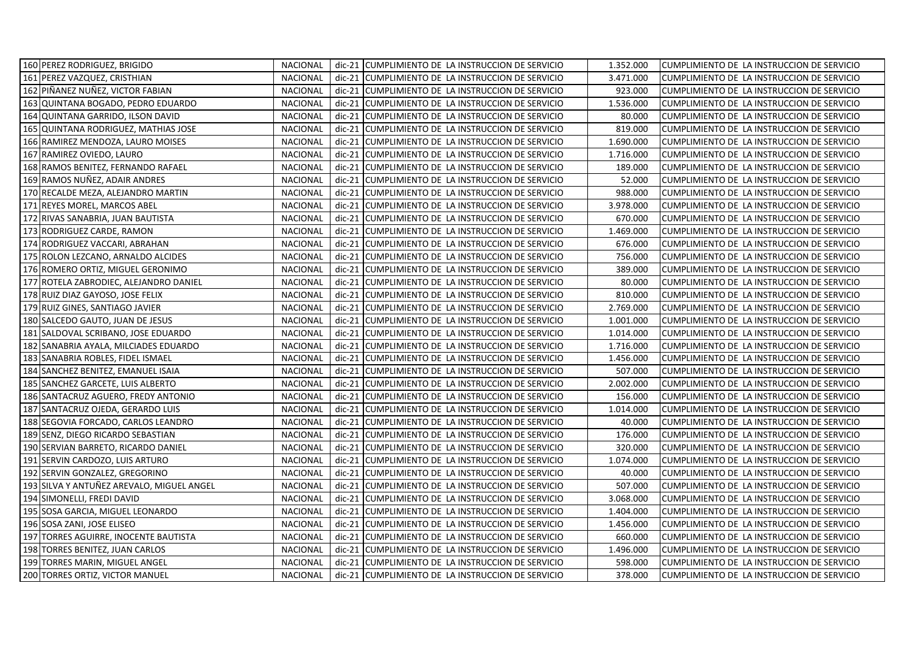| | | | | | | |
|---|---|---|---|---|---|---|
| 160 | PEREZ RODRIGUEZ, BRIGIDO | NACIONAL | dic-21 | CUMPLIMIENTO DE LA INSTRUCCION DE SERVICIO | 1.352.000 | CUMPLIMIENTO DE LA INSTRUCCION DE SERVICIO |
| 161 | PEREZ VAZQUEZ, CRISTHIAN | NACIONAL | dic-21 | CUMPLIMIENTO DE LA INSTRUCCION DE SERVICIO | 3.471.000 | CUMPLIMIENTO DE LA INSTRUCCION DE SERVICIO |
| 162 | PIÑANEZ NUÑEZ, VICTOR FABIAN | NACIONAL | dic-21 | CUMPLIMIENTO DE LA INSTRUCCION DE SERVICIO | 923.000 | CUMPLIMIENTO DE LA INSTRUCCION DE SERVICIO |
| 163 | QUINTANA BOGADO, PEDRO EDUARDO | NACIONAL | dic-21 | CUMPLIMIENTO DE LA INSTRUCCION DE SERVICIO | 1.536.000 | CUMPLIMIENTO DE LA INSTRUCCION DE SERVICIO |
| 164 | QUINTANA GARRIDO, ILSON DAVID | NACIONAL | dic-21 | CUMPLIMIENTO DE LA INSTRUCCION DE SERVICIO | 80.000 | CUMPLIMIENTO DE LA INSTRUCCION DE SERVICIO |
| 165 | QUINTANA RODRIGUEZ, MATHIAS JOSE | NACIONAL | dic-21 | CUMPLIMIENTO DE LA INSTRUCCION DE SERVICIO | 819.000 | CUMPLIMIENTO DE LA INSTRUCCION DE SERVICIO |
| 166 | RAMIREZ MENDOZA, LAURO MOISES | NACIONAL | dic-21 | CUMPLIMIENTO DE LA INSTRUCCION DE SERVICIO | 1.690.000 | CUMPLIMIENTO DE LA INSTRUCCION DE SERVICIO |
| 167 | RAMIREZ OVIEDO, LAURO | NACIONAL | dic-21 | CUMPLIMIENTO DE LA INSTRUCCION DE SERVICIO | 1.716.000 | CUMPLIMIENTO DE LA INSTRUCCION DE SERVICIO |
| 168 | RAMOS BENITEZ, FERNANDO RAFAEL | NACIONAL | dic-21 | CUMPLIMIENTO DE LA INSTRUCCION DE SERVICIO | 189.000 | CUMPLIMIENTO DE LA INSTRUCCION DE SERVICIO |
| 169 | RAMOS NUÑEZ, ADAIR ANDRES | NACIONAL | dic-21 | CUMPLIMIENTO DE LA INSTRUCCION DE SERVICIO | 52.000 | CUMPLIMIENTO DE LA INSTRUCCION DE SERVICIO |
| 170 | RECALDE MEZA, ALEJANDRO MARTIN | NACIONAL | dic-21 | CUMPLIMIENTO DE LA INSTRUCCION DE SERVICIO | 988.000 | CUMPLIMIENTO DE LA INSTRUCCION DE SERVICIO |
| 171 | REYES MOREL, MARCOS ABEL | NACIONAL | dic-21 | CUMPLIMIENTO DE LA INSTRUCCION DE SERVICIO | 3.978.000 | CUMPLIMIENTO DE LA INSTRUCCION DE SERVICIO |
| 172 | RIVAS SANABRIA, JUAN BAUTISTA | NACIONAL | dic-21 | CUMPLIMIENTO DE LA INSTRUCCION DE SERVICIO | 670.000 | CUMPLIMIENTO DE LA INSTRUCCION DE SERVICIO |
| 173 | RODRIGUEZ CARDE, RAMON | NACIONAL | dic-21 | CUMPLIMIENTO DE LA INSTRUCCION DE SERVICIO | 1.469.000 | CUMPLIMIENTO DE LA INSTRUCCION DE SERVICIO |
| 174 | RODRIGUEZ VACCARI, ABRAHAN | NACIONAL | dic-21 | CUMPLIMIENTO DE LA INSTRUCCION DE SERVICIO | 676.000 | CUMPLIMIENTO DE LA INSTRUCCION DE SERVICIO |
| 175 | ROLON LEZCANO, ARNALDO ALCIDES | NACIONAL | dic-21 | CUMPLIMIENTO DE LA INSTRUCCION DE SERVICIO | 756.000 | CUMPLIMIENTO DE LA INSTRUCCION DE SERVICIO |
| 176 | ROMERO ORTIZ, MIGUEL GERONIMO | NACIONAL | dic-21 | CUMPLIMIENTO DE LA INSTRUCCION DE SERVICIO | 389.000 | CUMPLIMIENTO DE LA INSTRUCCION DE SERVICIO |
| 177 | ROTELA ZABRODIEC, ALEJANDRO DANIEL | NACIONAL | dic-21 | CUMPLIMIENTO DE LA INSTRUCCION DE SERVICIO | 80.000 | CUMPLIMIENTO DE LA INSTRUCCION DE SERVICIO |
| 178 | RUIZ DIAZ GAYOSO, JOSE FELIX | NACIONAL | dic-21 | CUMPLIMIENTO DE LA INSTRUCCION DE SERVICIO | 810.000 | CUMPLIMIENTO DE LA INSTRUCCION DE SERVICIO |
| 179 | RUIZ GINES, SANTIAGO JAVIER | NACIONAL | dic-21 | CUMPLIMIENTO DE LA INSTRUCCION DE SERVICIO | 2.769.000 | CUMPLIMIENTO DE LA INSTRUCCION DE SERVICIO |
| 180 | SALCEDO GAUTO, JUAN DE JESUS | NACIONAL | dic-21 | CUMPLIMIENTO DE LA INSTRUCCION DE SERVICIO | 1.001.000 | CUMPLIMIENTO DE LA INSTRUCCION DE SERVICIO |
| 181 | SALDOVAL SCRIBANO, JOSE EDUARDO | NACIONAL | dic-21 | CUMPLIMIENTO DE LA INSTRUCCION DE SERVICIO | 1.014.000 | CUMPLIMIENTO DE LA INSTRUCCION DE SERVICIO |
| 182 | SANABRIA AYALA, MILCIADES EDUARDO | NACIONAL | dic-21 | CUMPLIMIENTO DE LA INSTRUCCION DE SERVICIO | 1.716.000 | CUMPLIMIENTO DE LA INSTRUCCION DE SERVICIO |
| 183 | SANABRIA ROBLES, FIDEL ISMAEL | NACIONAL | dic-21 | CUMPLIMIENTO DE LA INSTRUCCION DE SERVICIO | 1.456.000 | CUMPLIMIENTO DE LA INSTRUCCION DE SERVICIO |
| 184 | SANCHEZ BENITEZ, EMANUEL ISAIA | NACIONAL | dic-21 | CUMPLIMIENTO DE LA INSTRUCCION DE SERVICIO | 507.000 | CUMPLIMIENTO DE LA INSTRUCCION DE SERVICIO |
| 185 | SANCHEZ GARCETE, LUIS ALBERTO | NACIONAL | dic-21 | CUMPLIMIENTO DE LA INSTRUCCION DE SERVICIO | 2.002.000 | CUMPLIMIENTO DE LA INSTRUCCION DE SERVICIO |
| 186 | SANTACRUZ AGUERO, FREDY ANTONIO | NACIONAL | dic-21 | CUMPLIMIENTO DE LA INSTRUCCION DE SERVICIO | 156.000 | CUMPLIMIENTO DE LA INSTRUCCION DE SERVICIO |
| 187 | SANTACRUZ OJEDA, GERARDO LUIS | NACIONAL | dic-21 | CUMPLIMIENTO DE LA INSTRUCCION DE SERVICIO | 1.014.000 | CUMPLIMIENTO DE LA INSTRUCCION DE SERVICIO |
| 188 | SEGOVIA FORCADO, CARLOS LEANDRO | NACIONAL | dic-21 | CUMPLIMIENTO DE LA INSTRUCCION DE SERVICIO | 40.000 | CUMPLIMIENTO DE LA INSTRUCCION DE SERVICIO |
| 189 | SENZ, DIEGO RICARDO SEBASTIAN | NACIONAL | dic-21 | CUMPLIMIENTO DE LA INSTRUCCION DE SERVICIO | 176.000 | CUMPLIMIENTO DE LA INSTRUCCION DE SERVICIO |
| 190 | SERVIAN BARRETO, RICARDO DANIEL | NACIONAL | dic-21 | CUMPLIMIENTO DE LA INSTRUCCION DE SERVICIO | 320.000 | CUMPLIMIENTO DE LA INSTRUCCION DE SERVICIO |
| 191 | SERVIN CARDOZO, LUIS ARTURO | NACIONAL | dic-21 | CUMPLIMIENTO DE LA INSTRUCCION DE SERVICIO | 1.074.000 | CUMPLIMIENTO DE LA INSTRUCCION DE SERVICIO |
| 192 | SERVIN GONZALEZ, GREGORINO | NACIONAL | dic-21 | CUMPLIMIENTO DE LA INSTRUCCION DE SERVICIO | 40.000 | CUMPLIMIENTO DE LA INSTRUCCION DE SERVICIO |
| 193 | SILVA Y ANTUÑEZ AREVALO, MIGUEL ANGEL | NACIONAL | dic-21 | CUMPLIMIENTO DE LA INSTRUCCION DE SERVICIO | 507.000 | CUMPLIMIENTO DE LA INSTRUCCION DE SERVICIO |
| 194 | SIMONELLI, FREDI DAVID | NACIONAL | dic-21 | CUMPLIMIENTO DE LA INSTRUCCION DE SERVICIO | 3.068.000 | CUMPLIMIENTO DE LA INSTRUCCION DE SERVICIO |
| 195 | SOSA GARCIA, MIGUEL LEONARDO | NACIONAL | dic-21 | CUMPLIMIENTO DE LA INSTRUCCION DE SERVICIO | 1.404.000 | CUMPLIMIENTO DE LA INSTRUCCION DE SERVICIO |
| 196 | SOSA ZANI, JOSE ELISEO | NACIONAL | dic-21 | CUMPLIMIENTO DE LA INSTRUCCION DE SERVICIO | 1.456.000 | CUMPLIMIENTO DE LA INSTRUCCION DE SERVICIO |
| 197 | TORRES AGUIRRE, INOCENTE BAUTISTA | NACIONAL | dic-21 | CUMPLIMIENTO DE LA INSTRUCCION DE SERVICIO | 660.000 | CUMPLIMIENTO DE LA INSTRUCCION DE SERVICIO |
| 198 | TORRES BENITEZ, JUAN CARLOS | NACIONAL | dic-21 | CUMPLIMIENTO DE LA INSTRUCCION DE SERVICIO | 1.496.000 | CUMPLIMIENTO DE LA INSTRUCCION DE SERVICIO |
| 199 | TORRES MARIN, MIGUEL ANGEL | NACIONAL | dic-21 | CUMPLIMIENTO DE LA INSTRUCCION DE SERVICIO | 598.000 | CUMPLIMIENTO DE LA INSTRUCCION DE SERVICIO |
| 200 | TORRES ORTIZ, VICTOR MANUEL | NACIONAL | dic-21 | CUMPLIMIENTO DE LA INSTRUCCION DE SERVICIO | 378.000 | CUMPLIMIENTO DE LA INSTRUCCION DE SERVICIO |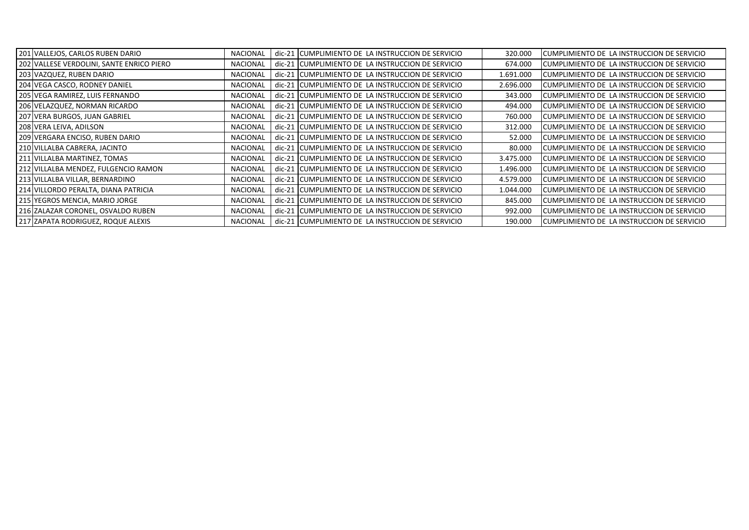| | | | | | | |
|---|---|---|---|---|---|---|
| 201 | VALLEJOS, CARLOS RUBEN DARIO | NACIONAL | dic-21 | CUMPLIMIENTO DE LA INSTRUCCION DE SERVICIO | 320.000 | CUMPLIMIENTO DE LA INSTRUCCION DE SERVICIO |
| 202 | VALLESE VERDOLINI, SANTE ENRICO PIERO | NACIONAL | dic-21 | CUMPLIMIENTO DE LA INSTRUCCION DE SERVICIO | 674.000 | CUMPLIMIENTO DE LA INSTRUCCION DE SERVICIO |
| 203 | VAZQUEZ, RUBEN DARIO | NACIONAL | dic-21 | CUMPLIMIENTO DE LA INSTRUCCION DE SERVICIO | 1.691.000 | CUMPLIMIENTO DE LA INSTRUCCION DE SERVICIO |
| 204 | VEGA CASCO, RODNEY DANIEL | NACIONAL | dic-21 | CUMPLIMIENTO DE LA INSTRUCCION DE SERVICIO | 2.696.000 | CUMPLIMIENTO DE LA INSTRUCCION DE SERVICIO |
| 205 | VEGA RAMIREZ, LUIS FERNANDO | NACIONAL | dic-21 | CUMPLIMIENTO DE LA INSTRUCCION DE SERVICIO | 343.000 | CUMPLIMIENTO DE LA INSTRUCCION DE SERVICIO |
| 206 | VELAZQUEZ, NORMAN RICARDO | NACIONAL | dic-21 | CUMPLIMIENTO DE LA INSTRUCCION DE SERVICIO | 494.000 | CUMPLIMIENTO DE LA INSTRUCCION DE SERVICIO |
| 207 | VERA BURGOS, JUAN GABRIEL | NACIONAL | dic-21 | CUMPLIMIENTO DE LA INSTRUCCION DE SERVICIO | 760.000 | CUMPLIMIENTO DE LA INSTRUCCION DE SERVICIO |
| 208 | VERA LEIVA, ADILSON | NACIONAL | dic-21 | CUMPLIMIENTO DE LA INSTRUCCION DE SERVICIO | 312.000 | CUMPLIMIENTO DE LA INSTRUCCION DE SERVICIO |
| 209 | VERGARA ENCISO, RUBEN DARIO | NACIONAL | dic-21 | CUMPLIMIENTO DE LA INSTRUCCION DE SERVICIO | 52.000 | CUMPLIMIENTO DE LA INSTRUCCION DE SERVICIO |
| 210 | VILLALBA CABRERA, JACINTO | NACIONAL | dic-21 | CUMPLIMIENTO DE LA INSTRUCCION DE SERVICIO | 80.000 | CUMPLIMIENTO DE LA INSTRUCCION DE SERVICIO |
| 211 | VILLALBA MARTINEZ, TOMAS | NACIONAL | dic-21 | CUMPLIMIENTO DE LA INSTRUCCION DE SERVICIO | 3.475.000 | CUMPLIMIENTO DE LA INSTRUCCION DE SERVICIO |
| 212 | VILLALBA MENDEZ, FULGENCIO RAMON | NACIONAL | dic-21 | CUMPLIMIENTO DE LA INSTRUCCION DE SERVICIO | 1.496.000 | CUMPLIMIENTO DE LA INSTRUCCION DE SERVICIO |
| 213 | VILLALBA VILLAR, BERNARDINO | NACIONAL | dic-21 | CUMPLIMIENTO DE LA INSTRUCCION DE SERVICIO | 4.579.000 | CUMPLIMIENTO DE LA INSTRUCCION DE SERVICIO |
| 214 | VILLORDO PERALTA, DIANA PATRICIA | NACIONAL | dic-21 | CUMPLIMIENTO DE LA INSTRUCCION DE SERVICIO | 1.044.000 | CUMPLIMIENTO DE LA INSTRUCCION DE SERVICIO |
| 215 | YEGROS MENCIA, MARIO JORGE | NACIONAL | dic-21 | CUMPLIMIENTO DE LA INSTRUCCION DE SERVICIO | 845.000 | CUMPLIMIENTO DE LA INSTRUCCION DE SERVICIO |
| 216 | ZALAZAR CORONEL, OSVALDO RUBEN | NACIONAL | dic-21 | CUMPLIMIENTO DE LA INSTRUCCION DE SERVICIO | 992.000 | CUMPLIMIENTO DE LA INSTRUCCION DE SERVICIO |
| 217 | ZAPATA RODRIGUEZ, ROQUE ALEXIS | NACIONAL | dic-21 | CUMPLIMIENTO DE LA INSTRUCCION DE SERVICIO | 190.000 | CUMPLIMIENTO DE LA INSTRUCCION DE SERVICIO |